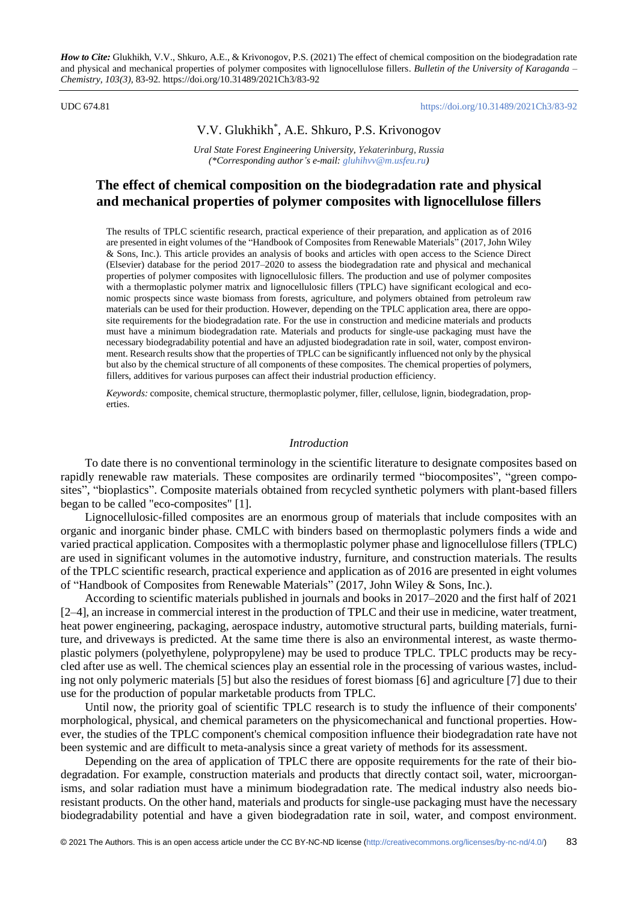*How to Cite:* Glukhikh, V.V., Shkuro, A.E., & Krivonogov, P.S. (2021) The effect of chemical composition on the biodegradation rate and physical and mechanical properties of polymer composites with lignocellulose fillers. *Bulletin of the University of Karaganda – Chemistry, 103(3),* 83-92. https://doi.org/10.31489/2021Ch3/83-92

UDC 674.81

https://doi.org/10.31489/2021Ch3/83-92

V.V. Glukhikh[*], A.E. Shkuro, P.S. Krivonogov

*Ural State Forest Engineering University, Yekaterinburg, Russia*
*(\*Corresponding author's e-mail: gluhihvv@m.usfeu.ru)*

# The effect of chemical composition on the biodegradation rate and physical and mechanical properties of polymer composites with lignocellulose fillers

The results of TPLC scientific research, practical experience of their preparation, and application as of 2016 are presented in eight volumes of the "Handbook of Composites from Renewable Materials" (2017, John Wiley & Sons, Inc.). This article provides an analysis of books and articles with open access to the Science Direct (Elsevier) database for the period 2017–2020 to assess the biodegradation rate and physical and mechanical properties of polymer composites with lignocellulosic fillers. The production and use of polymer composites with a thermoplastic polymer matrix and lignocellulosic fillers (TPLC) have significant ecological and economic prospects since waste biomass from forests, agriculture, and polymers obtained from petroleum raw materials can be used for their production. However, depending on the TPLC application area, there are opposite requirements for the biodegradation rate. For the use in construction and medicine materials and products must have a minimum biodegradation rate. Materials and products for single-use packaging must have the necessary biodegradability potential and have an adjusted biodegradation rate in soil, water, compost environment. Research results show that the properties of TPLC can be significantly influenced not only by the physical but also by the chemical structure of all components of these composites. The chemical properties of polymers, fillers, additives for various purposes can affect their industrial production efficiency.

*Keywords:* composite, chemical structure, thermoplastic polymer, filler, cellulose, lignin, biodegradation, properties.

## *Introduction*

To date there is no conventional terminology in the scientific literature to designate composites based on rapidly renewable raw materials. These composites are ordinarily termed "biocomposites", "green composites", "bioplastics". Composite materials obtained from recycled synthetic polymers with plant-based fillers began to be called "eco-composites" [1].

Lignocellulosic-filled composites are an enormous group of materials that include composites with an organic and inorganic binder phase. CMLC with binders based on thermoplastic polymers finds a wide and varied practical application. Composites with a thermoplastic polymer phase and lignocellulose fillers (TPLC) are used in significant volumes in the automotive industry, furniture, and construction materials. The results of the TPLC scientific research, practical experience and application as of 2016 are presented in eight volumes of "Handbook of Composites from Renewable Materials" (2017, John Wiley & Sons, Inc.).

According to scientific materials published in journals and books in 2017–2020 and the first half of 2021 [2–4], an increase in commercial interest in the production of TPLC and their use in medicine, water treatment, heat power engineering, packaging, aerospace industry, automotive structural parts, building materials, furniture, and driveways is predicted. At the same time there is also an environmental interest, as waste thermoplastic polymers (polyethylene, polypropylene) may be used to produce TPLC. TPLC products may be recycled after use as well. The chemical sciences play an essential role in the processing of various wastes, including not only polymeric materials [5] but also the residues of forest biomass [6] and agriculture [7] due to their use for the production of popular marketable products from TPLC.

Until now, the priority goal of scientific TPLC research is to study the influence of their components' morphological, physical, and chemical parameters on the physicomechanical and functional properties. However, the studies of the TPLC component's chemical composition influence their biodegradation rate have not been systemic and are difficult to meta-analysis since a great variety of methods for its assessment.

Depending on the area of application of TPLC there are opposite requirements for the rate of their biodegradation. For example, construction materials and products that directly contact soil, water, microorganisms, and solar radiation must have a minimum biodegradation rate. The medical industry also needs bioresistant products. On the other hand, materials and products for single-use packaging must have the necessary biodegradability potential and have a given biodegradation rate in soil, water, and compost environment.

© 2021 The Authors. This is an open access article under the CC BY-NC-ND license (http://creativecommons.org/licenses/by-nc-nd/4.0/)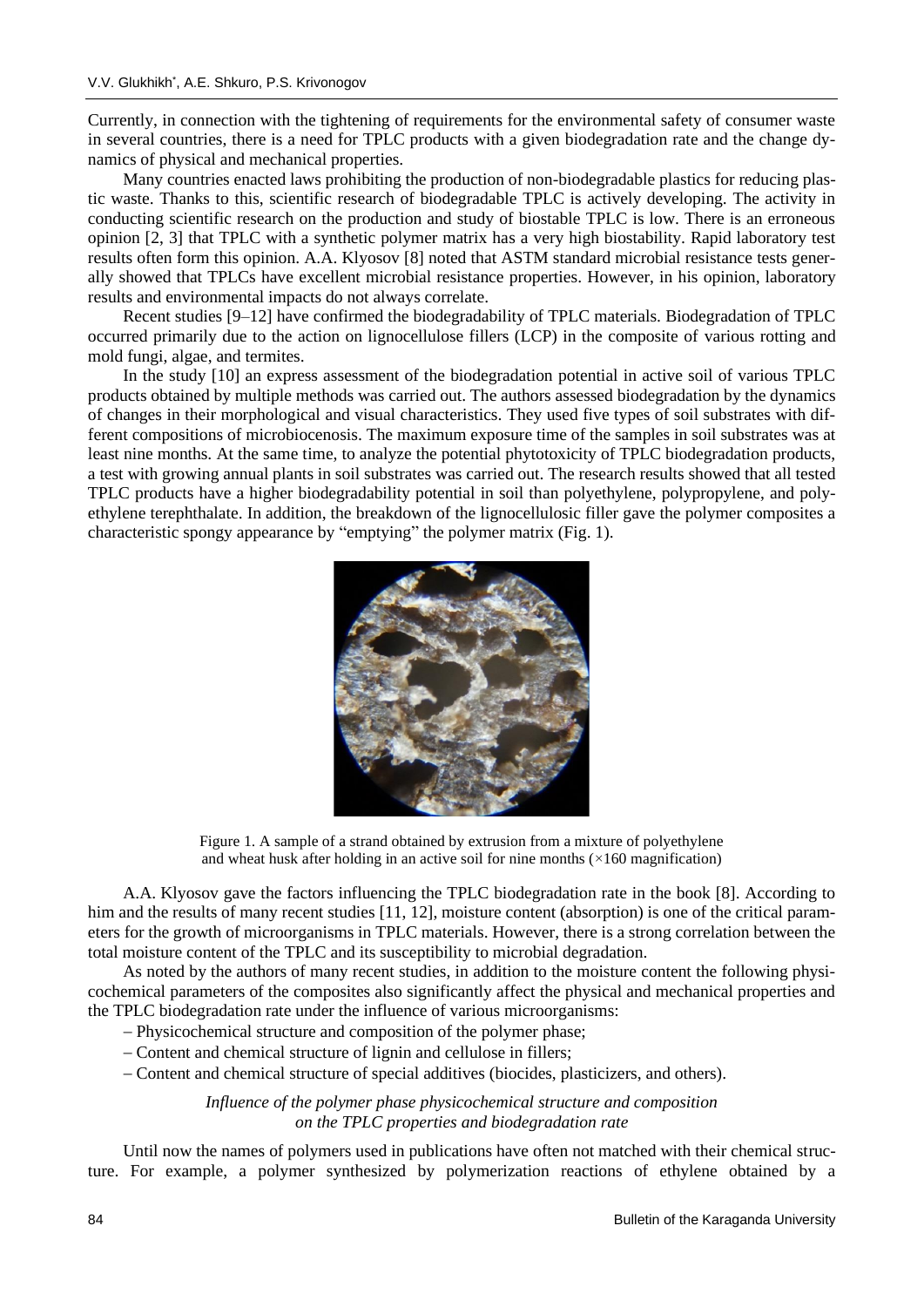Currently, in connection with the tightening of requirements for the environmental safety of consumer waste in several countries, there is a need for TPLC products with a given biodegradation rate and the change dynamics of physical and mechanical properties.

Many countries enacted laws prohibiting the production of non-biodegradable plastics for reducing plastic waste. Thanks to this, scientific research of biodegradable TPLC is actively developing. The activity in conducting scientific research on the production and study of biostable TPLC is low. There is an erroneous opinion [2, 3] that TPLC with a synthetic polymer matrix has a very high biostability. Rapid laboratory test results often form this opinion. A.A. Klyosov [8] noted that ASTM standard microbial resistance tests generally showed that TPLCs have excellent microbial resistance properties. However, in his opinion, laboratory results and environmental impacts do not always correlate.

Recent studies [9–12] have confirmed the biodegradability of TPLC materials. Biodegradation of TPLC occurred primarily due to the action on lignocellulose fillers (LCP) in the composite of various rotting and mold fungi, algae, and termites.

In the study [10] an express assessment of the biodegradation potential in active soil of various TPLC products obtained by multiple methods was carried out. The authors assessed biodegradation by the dynamics of changes in their morphological and visual characteristics. They used five types of soil substrates with different compositions of microbiocenosis. The maximum exposure time of the samples in soil substrates was at least nine months. At the same time, to analyze the potential phytotoxicity of TPLC biodegradation products, a test with growing annual plants in soil substrates was carried out. The research results showed that all tested TPLC products have a higher biodegradability potential in soil than polyethylene, polypropylene, and polyethylene terephthalate. In addition, the breakdown of the lignocellulosic filler gave the polymer composites a characteristic spongy appearance by "emptying" the polymer matrix (Fig. 1).

Figure 1. A sample of a strand obtained by extrusion from a mixture of polyethylene and wheat husk after holding in an active soil for nine months (×160 magnification)

A.A. Klyosov gave the factors influencing the TPLC biodegradation rate in the book [8]. According to him and the results of many recent studies [11, 12], moisture content (absorption) is one of the critical parameters for the growth of microorganisms in TPLC materials. However, there is a strong correlation between the total moisture content of the TPLC and its susceptibility to microbial degradation.

As noted by the authors of many recent studies, in addition to the moisture content the following physicochemical parameters of the composites also significantly affect the physical and mechanical properties and the TPLC biodegradation rate under the influence of various microorganisms:

– Physicochemical structure and composition of the polymer phase;

– Content and chemical structure of lignin and cellulose in fillers;

– Content and chemical structure of special additives (biocides, plasticizers, and others).

*Influence of the polymer phase physicochemical structure and composition on the TPLC properties and biodegradation rate*

Until now the names of polymers used in publications have often not matched with their chemical structure. For example, a polymer synthesized by polymerization reactions of ethylene obtained by a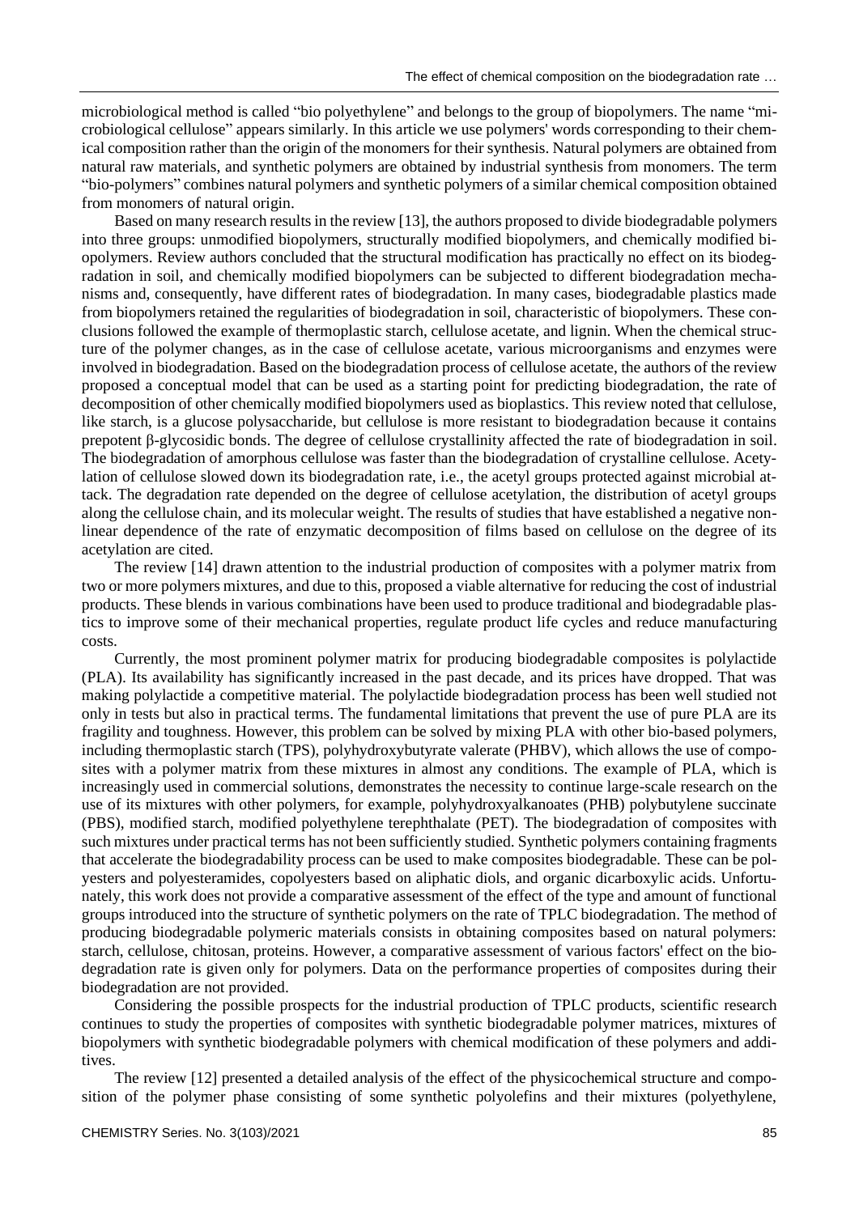microbiological method is called "bio polyethylene" and belongs to the group of biopolymers. The name "microbiological cellulose" appears similarly. In this article we use polymers' words corresponding to their chemical composition rather than the origin of the monomers for their synthesis. Natural polymers are obtained from natural raw materials, and synthetic polymers are obtained by industrial synthesis from monomers. The term "bio-polymers" combines natural polymers and synthetic polymers of a similar chemical composition obtained from monomers of natural origin.

Based on many research results in the review [13], the authors proposed to divide biodegradable polymers into three groups: unmodified biopolymers, structurally modified biopolymers, and chemically modified biopolymers. Review authors concluded that the structural modification has practically no effect on its biodegradation in soil, and chemically modified biopolymers can be subjected to different biodegradation mechanisms and, consequently, have different rates of biodegradation. In many cases, biodegradable plastics made from biopolymers retained the regularities of biodegradation in soil, characteristic of biopolymers. These conclusions followed the example of thermoplastic starch, cellulose acetate, and lignin. When the chemical structure of the polymer changes, as in the case of cellulose acetate, various microorganisms and enzymes were involved in biodegradation. Based on the biodegradation process of cellulose acetate, the authors of the review proposed a conceptual model that can be used as a starting point for predicting biodegradation, the rate of decomposition of other chemically modified biopolymers used as bioplastics. This review noted that cellulose, like starch, is a glucose polysaccharide, but cellulose is more resistant to biodegradation because it contains prepotent β-glycosidic bonds. The degree of cellulose crystallinity affected the rate of biodegradation in soil. The biodegradation of amorphous cellulose was faster than the biodegradation of crystalline cellulose. Acetylation of cellulose slowed down its biodegradation rate, i.e., the acetyl groups protected against microbial attack. The degradation rate depended on the degree of cellulose acetylation, the distribution of acetyl groups along the cellulose chain, and its molecular weight. The results of studies that have established a negative nonlinear dependence of the rate of enzymatic decomposition of films based on cellulose on the degree of its acetylation are cited.

The review [14] drawn attention to the industrial production of composites with a polymer matrix from two or more polymers mixtures, and due to this, proposed a viable alternative for reducing the cost of industrial products. These blends in various combinations have been used to produce traditional and biodegradable plastics to improve some of their mechanical properties, regulate product life cycles and reduce manufacturing costs.

Currently, the most prominent polymer matrix for producing biodegradable composites is polylactide (PLA). Its availability has significantly increased in the past decade, and its prices have dropped. That was making polylactide a competitive material. The polylactide biodegradation process has been well studied not only in tests but also in practical terms. The fundamental limitations that prevent the use of pure PLA are its fragility and toughness. However, this problem can be solved by mixing PLA with other bio-based polymers, including thermoplastic starch (TPS), polyhydroxybutyrate valerate (PHBV), which allows the use of composites with a polymer matrix from these mixtures in almost any conditions. The example of PLA, which is increasingly used in commercial solutions, demonstrates the necessity to continue large-scale research on the use of its mixtures with other polymers, for example, polyhydroxyalkanoates (PHB) polybutylene succinate (PBS), modified starch, modified polyethylene terephthalate (PET). The biodegradation of composites with such mixtures under practical terms has not been sufficiently studied. Synthetic polymers containing fragments that accelerate the biodegradability process can be used to make composites biodegradable. These can be polyesters and polyesteramides, copolyesters based on aliphatic diols, and organic dicarboxylic acids. Unfortunately, this work does not provide a comparative assessment of the effect of the type and amount of functional groups introduced into the structure of synthetic polymers on the rate of TPLC biodegradation. The method of producing biodegradable polymeric materials consists in obtaining composites based on natural polymers: starch, cellulose, chitosan, proteins. However, a comparative assessment of various factors' effect on the biodegradation rate is given only for polymers. Data on the performance properties of composites during their biodegradation are not provided.

Considering the possible prospects for the industrial production of TPLC products, scientific research continues to study the properties of composites with synthetic biodegradable polymer matrices, mixtures of biopolymers with synthetic biodegradable polymers with chemical modification of these polymers and additives.

The review [12] presented a detailed analysis of the effect of the physicochemical structure and composition of the polymer phase consisting of some synthetic polyolefins and their mixtures (polyethylene,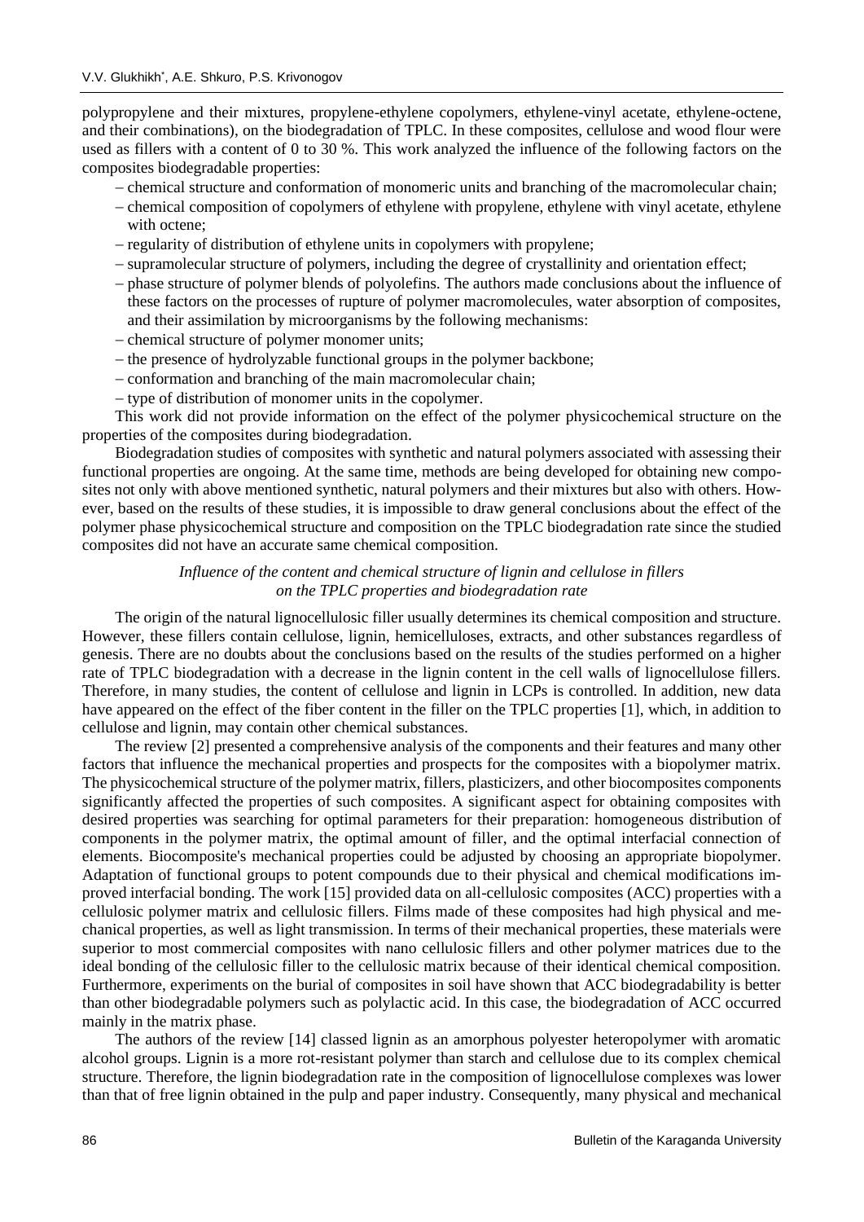polypropylene and their mixtures, propylene-ethylene copolymers, ethylene-vinyl acetate, ethylene-octene, and their combinations), on the biodegradation of TPLC. In these composites, cellulose and wood flour were used as fillers with a content of 0 to 30 %. This work analyzed the influence of the following factors on the composites biodegradable properties:

- chemical structure and conformation of monomeric units and branching of the macromolecular chain;
- chemical composition of copolymers of ethylene with propylene, ethylene with vinyl acetate, ethylene with octene;
- regularity of distribution of ethylene units in copolymers with propylene;
- supramolecular structure of polymers, including the degree of crystallinity and orientation effect;
- phase structure of polymer blends of polyolefins. The authors made conclusions about the influence of these factors on the processes of rupture of polymer macromolecules, water absorption of composites, and their assimilation by microorganisms by the following mechanisms:
- chemical structure of polymer monomer units;
- the presence of hydrolyzable functional groups in the polymer backbone;
- conformation and branching of the main macromolecular chain;
- type of distribution of monomer units in the copolymer.

This work did not provide information on the effect of the polymer physicochemical structure on the properties of the composites during biodegradation.

Biodegradation studies of composites with synthetic and natural polymers associated with assessing their functional properties are ongoing. At the same time, methods are being developed for obtaining new composites not only with above mentioned synthetic, natural polymers and their mixtures but also with others. However, based on the results of these studies, it is impossible to draw general conclusions about the effect of the polymer phase physicochemical structure and composition on the TPLC biodegradation rate since the studied composites did not have an accurate same chemical composition.

*Influence of the content and chemical structure of lignin and cellulose in fillers on the TPLC properties and biodegradation rate*

The origin of the natural lignocellulosic filler usually determines its chemical composition and structure. However, these fillers contain cellulose, lignin, hemicelluloses, extracts, and other substances regardless of genesis. There are no doubts about the conclusions based on the results of the studies performed on a higher rate of TPLC biodegradation with a decrease in the lignin content in the cell walls of lignocellulose fillers. Therefore, in many studies, the content of cellulose and lignin in LCPs is controlled. In addition, new data have appeared on the effect of the fiber content in the filler on the TPLC properties [1], which, in addition to cellulose and lignin, may contain other chemical substances.

The review [2] presented a comprehensive analysis of the components and their features and many other factors that influence the mechanical properties and prospects for the composites with a biopolymer matrix. The physicochemical structure of the polymer matrix, fillers, plasticizers, and other biocomposites components significantly affected the properties of such composites. A significant aspect for obtaining composites with desired properties was searching for optimal parameters for their preparation: homogeneous distribution of components in the polymer matrix, the optimal amount of filler, and the optimal interfacial connection of elements. Biocomposite's mechanical properties could be adjusted by choosing an appropriate biopolymer. Adaptation of functional groups to potent compounds due to their physical and chemical modifications improved interfacial bonding. The work [15] provided data on all-cellulosic composites (ACC) properties with a cellulosic polymer matrix and cellulosic fillers. Films made of these composites had high physical and mechanical properties, as well as light transmission. In terms of their mechanical properties, these materials were superior to most commercial composites with nano cellulosic fillers and other polymer matrices due to the ideal bonding of the cellulosic filler to the cellulosic matrix because of their identical chemical composition. Furthermore, experiments on the burial of composites in soil have shown that ACC biodegradability is better than other biodegradable polymers such as polylactic acid. In this case, the biodegradation of ACC occurred mainly in the matrix phase.

The authors of the review [14] classed lignin as an amorphous polyester heteropolymer with aromatic alcohol groups. Lignin is a more rot-resistant polymer than starch and cellulose due to its complex chemical structure. Therefore, the lignin biodegradation rate in the composition of lignocellulose complexes was lower than that of free lignin obtained in the pulp and paper industry. Consequently, many physical and mechanical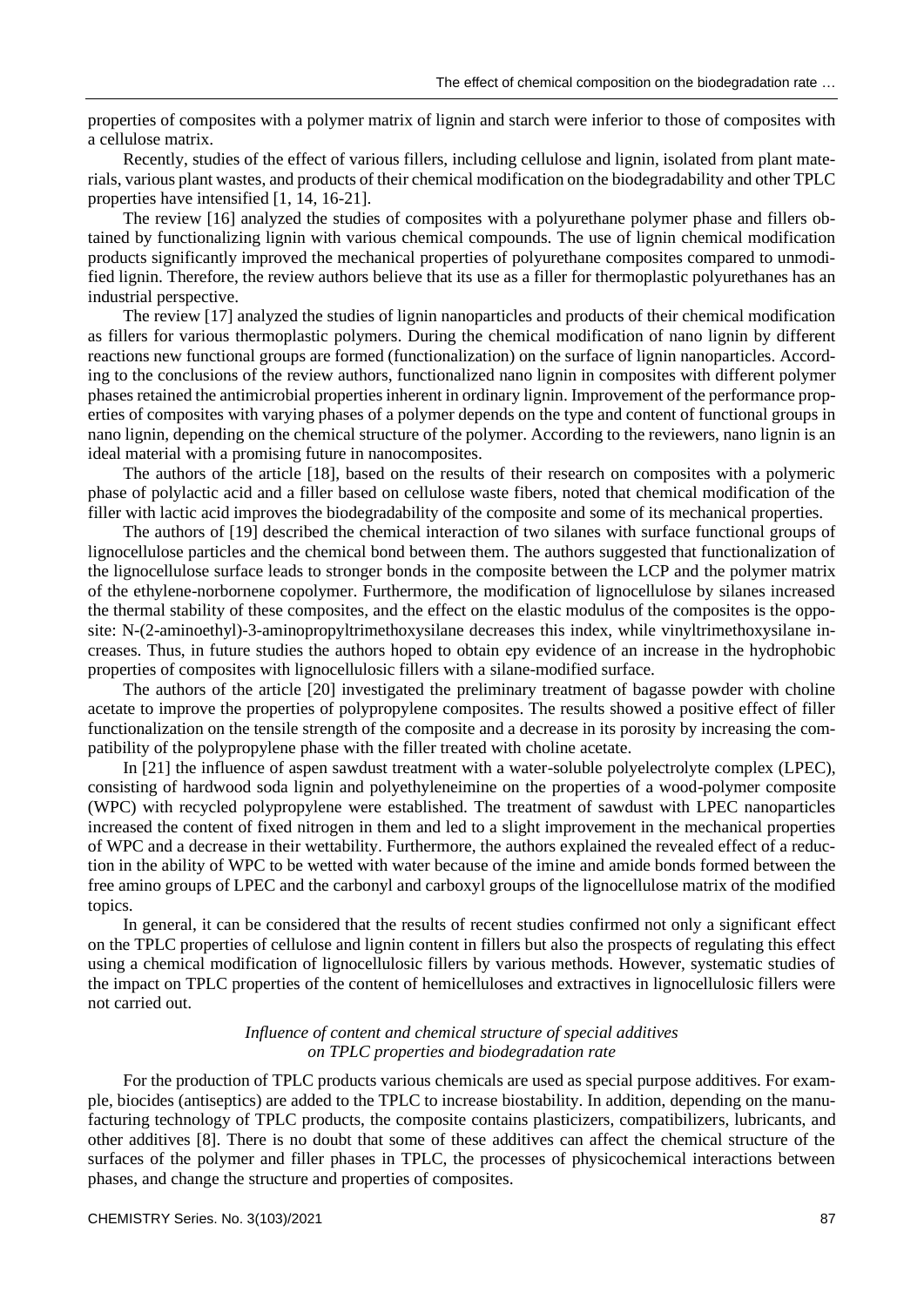properties of composites with a polymer matrix of lignin and starch were inferior to those of composites with a cellulose matrix.

Recently, studies of the effect of various fillers, including cellulose and lignin, isolated from plant materials, various plant wastes, and products of their chemical modification on the biodegradability and other TPLC properties have intensified [1, 14, 16-21].

The review [16] analyzed the studies of composites with a polyurethane polymer phase and fillers obtained by functionalizing lignin with various chemical compounds. The use of lignin chemical modification products significantly improved the mechanical properties of polyurethane composites compared to unmodified lignin. Therefore, the review authors believe that its use as a filler for thermoplastic polyurethanes has an industrial perspective.

The review [17] analyzed the studies of lignin nanoparticles and products of their chemical modification as fillers for various thermoplastic polymers. During the chemical modification of nano lignin by different reactions new functional groups are formed (functionalization) on the surface of lignin nanoparticles. According to the conclusions of the review authors, functionalized nano lignin in composites with different polymer phases retained the antimicrobial properties inherent in ordinary lignin. Improvement of the performance properties of composites with varying phases of a polymer depends on the type and content of functional groups in nano lignin, depending on the chemical structure of the polymer. According to the reviewers, nano lignin is an ideal material with a promising future in nanocomposites.

The authors of the article [18], based on the results of their research on composites with a polymeric phase of polylactic acid and a filler based on cellulose waste fibers, noted that chemical modification of the filler with lactic acid improves the biodegradability of the composite and some of its mechanical properties.

The authors of [19] described the chemical interaction of two silanes with surface functional groups of lignocellulose particles and the chemical bond between them. The authors suggested that functionalization of the lignocellulose surface leads to stronger bonds in the composite between the LCP and the polymer matrix of the ethylene-norbornene copolymer. Furthermore, the modification of lignocellulose by silanes increased the thermal stability of these composites, and the effect on the elastic modulus of the composites is the opposite: N-(2-aminoethyl)-3-aminopropyltrimethoxysilane decreases this index, while vinyltrimethoxysilane increases. Thus, in future studies the authors hoped to obtain epy evidence of an increase in the hydrophobic properties of composites with lignocellulosic fillers with a silane-modified surface.

The authors of the article [20] investigated the preliminary treatment of bagasse powder with choline acetate to improve the properties of polypropylene composites. The results showed a positive effect of filler functionalization on the tensile strength of the composite and a decrease in its porosity by increasing the compatibility of the polypropylene phase with the filler treated with choline acetate.

In [21] the influence of aspen sawdust treatment with a water-soluble polyelectrolyte complex (LPEC), consisting of hardwood soda lignin and polyethyleneimine on the properties of a wood-polymer composite (WPC) with recycled polypropylene were established. The treatment of sawdust with LPEC nanoparticles increased the content of fixed nitrogen in them and led to a slight improvement in the mechanical properties of WPC and a decrease in their wettability. Furthermore, the authors explained the revealed effect of a reduction in the ability of WPC to be wetted with water because of the imine and amide bonds formed between the free amino groups of LPEC and the carbonyl and carboxyl groups of the lignocellulose matrix of the modified topics.

In general, it can be considered that the results of recent studies confirmed not only a significant effect on the TPLC properties of cellulose and lignin content in fillers but also the prospects of regulating this effect using a chemical modification of lignocellulosic fillers by various methods. However, systematic studies of the impact on TPLC properties of the content of hemicelluloses and extractives in lignocellulosic fillers were not carried out.

### *Influence of content and chemical structure of special additives on TPLC properties and biodegradation rate*

For the production of TPLC products various chemicals are used as special purpose additives. For example, biocides (antiseptics) are added to the TPLC to increase biostability. In addition, depending on the manufacturing technology of TPLC products, the composite contains plasticizers, compatibilizers, lubricants, and other additives [8]. There is no doubt that some of these additives can affect the chemical structure of the surfaces of the polymer and filler phases in TPLC, the processes of physicochemical interactions between phases, and change the structure and properties of composites.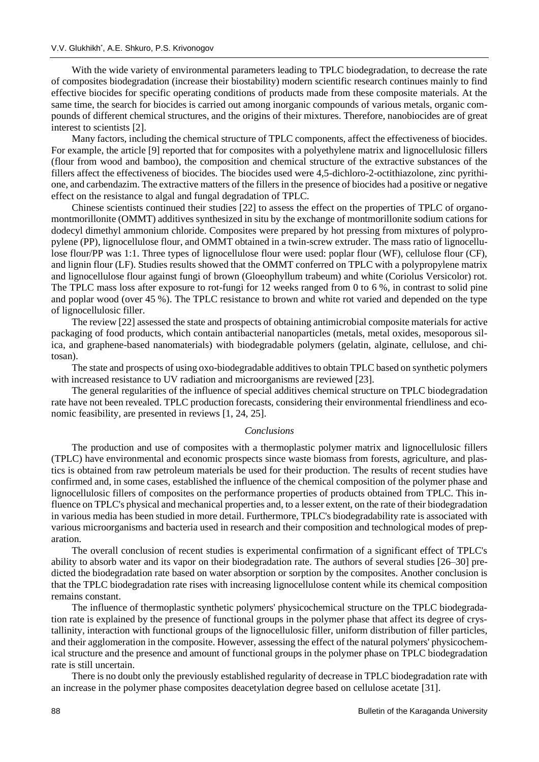With the wide variety of environmental parameters leading to TPLC biodegradation, to decrease the rate of composites biodegradation (increase their biostability) modern scientific research continues mainly to find effective biocides for specific operating conditions of products made from these composite materials. At the same time, the search for biocides is carried out among inorganic compounds of various metals, organic compounds of different chemical structures, and the origins of their mixtures. Therefore, nanobiocides are of great interest to scientists [2].

Many factors, including the chemical structure of TPLC components, affect the effectiveness of biocides. For example, the article [9] reported that for composites with a polyethylene matrix and lignocellulosic fillers (flour from wood and bamboo), the composition and chemical structure of the extractive substances of the fillers affect the effectiveness of biocides. The biocides used were 4,5-dichloro-2-octithiazolone, zinc pyrithione, and carbendazim. The extractive matters of the fillers in the presence of biocides had a positive or negative effect on the resistance to algal and fungal degradation of TPLC.

Chinese scientists continued their studies [22] to assess the effect on the properties of TPLC of organo-montmorillonite (OMMT) additives synthesized in situ by the exchange of montmorillonite sodium cations for dodecyl dimethyl ammonium chloride. Composites were prepared by hot pressing from mixtures of polypropylene (PP), lignocellulose flour, and OMMT obtained in a twin-screw extruder. The mass ratio of lignocellulose flour/PP was 1:1. Three types of lignocellulose flour were used: poplar flour (WF), cellulose flour (CF), and lignin flour (LF). Studies results showed that the OMMT conferred on TPLC with a polypropylene matrix and lignocellulose flour against fungi of brown (Gloeophyllum trabeum) and white (Coriolus Versicolor) rot. The TPLC mass loss after exposure to rot-fungi for 12 weeks ranged from 0 to 6 %, in contrast to solid pine and poplar wood (over 45 %). The TPLC resistance to brown and white rot varied and depended on the type of lignocellulosic filler.

The review [22] assessed the state and prospects of obtaining antimicrobial composite materials for active packaging of food products, which contain antibacterial nanoparticles (metals, metal oxides, mesoporous silica, and graphene-based nanomaterials) with biodegradable polymers (gelatin, alginate, cellulose, and chitosan).

The state and prospects of using oxo-biodegradable additives to obtain TPLC based on synthetic polymers with increased resistance to UV radiation and microorganisms are reviewed [23].

The general regularities of the influence of special additives chemical structure on TPLC biodegradation rate have not been revealed. TPLC production forecasts, considering their environmental friendliness and economic feasibility, are presented in reviews [1, 24, 25].

### *Conclusions*

The production and use of composites with a thermoplastic polymer matrix and lignocellulosic fillers (TPLC) have environmental and economic prospects since waste biomass from forests, agriculture, and plastics is obtained from raw petroleum materials be used for their production. The results of recent studies have confirmed and, in some cases, established the influence of the chemical composition of the polymer phase and lignocellulosic fillers of composites on the performance properties of products obtained from TPLC. This influence on TPLC's physical and mechanical properties and, to a lesser extent, on the rate of their biodegradation in various media has been studied in more detail. Furthermore, TPLC's biodegradability rate is associated with various microorganisms and bacteria used in research and their composition and technological modes of preparation.

The overall conclusion of recent studies is experimental confirmation of a significant effect of TPLC's ability to absorb water and its vapor on their biodegradation rate. The authors of several studies [26–30] predicted the biodegradation rate based on water absorption or sorption by the composites. Another conclusion is that the TPLC biodegradation rate rises with increasing lignocellulose content while its chemical composition remains constant.

The influence of thermoplastic synthetic polymers' physicochemical structure on the TPLC biodegradation rate is explained by the presence of functional groups in the polymer phase that affect its degree of crystallinity, interaction with functional groups of the lignocellulosic filler, uniform distribution of filler particles, and their agglomeration in the composite. However, assessing the effect of the natural polymers' physicochemical structure and the presence and amount of functional groups in the polymer phase on TPLC biodegradation rate is still uncertain.

There is no doubt only the previously established regularity of decrease in TPLC biodegradation rate with an increase in the polymer phase composites deacetylation degree based on cellulose acetate [31].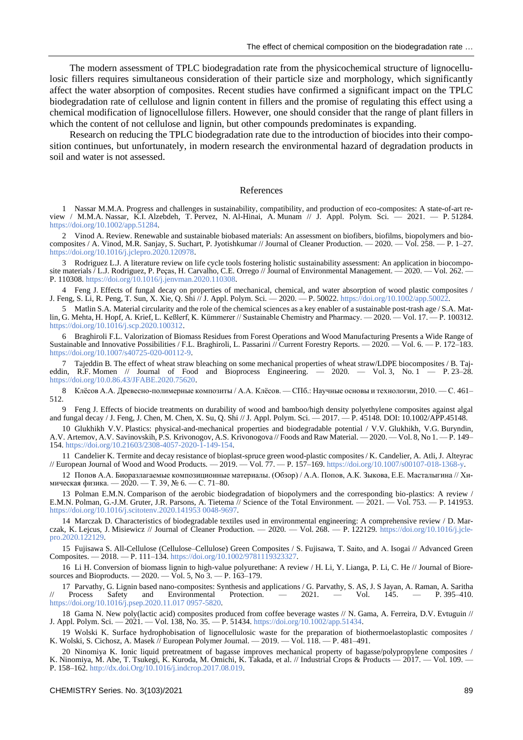The modern assessment of TPLC biodegradation rate from the physicochemical structure of lignocellulosic fillers requires simultaneous consideration of their particle size and morphology, which significantly affect the water absorption of composites. Recent studies have confirmed a significant impact on the TPLC biodegradation rate of cellulose and lignin content in fillers and the promise of regulating this effect using a chemical modification of lignocellulose fillers. However, one should consider that the range of plant fillers in which the content of not cellulose and lignin, but other compounds predominates is expanding.

Research on reducing the TPLC biodegradation rate due to the introduction of biocides into their composition continues, but unfortunately, in modern research the environmental hazard of degradation products in soil and water is not assessed.

## References

1 Nassar M.M.A. Progress and challenges in sustainability, compatibility, and production of eco-composites: A state-of-art review / M.M.A. Nassar, K.I. Alzebdeh, T. Pervez, N. Al-Hinai, A. Munam // J. Appl. Polym. Sci. — 2021. — P. 51284. https://doi.org/10.1002/app.51284.

2 Vinod A. Review. Renewable and sustainable biobased materials: An assessment on biofibers, biofilms, biopolymers and biocomposites / A. Vinod, M.R. Sanjay, S. Suchart, P. Jyotishkumar // Journal of Cleaner Production. — 2020. — Vol. 258. — P. 1–27. https://doi.org/10.1016/j.jclepro.2020.120978.

3 Rodriguez L.J. A literature review on life cycle tools fostering holistic sustainability assessment: An application in biocomposite materials / L.J. Rodriguez, P. Peças, H. Carvalho, C.E. Orrego // Journal of Environmental Management. — 2020. — Vol. 262. — P. 110308. https://doi.org/10.1016/j.jenvman.2020.110308.

4 Feng J. Effects of fungal decay on properties of mechanical, chemical, and water absorption of wood plastic composites / J. Feng, S. Li, R. Peng, T. Sun, X. Xie, Q. Shi // J. Appl. Polym. Sci. — 2020. — P. 50022. https://doi.org/10.1002/app.50022.

5 Matlin S.A. Material circularity and the role of the chemical sciences as a key enabler of a sustainable post-trash age / S.A. Matlin, G. Mehta, H. Hopf, A. Krief, L. Keßlerf, K. Kümmerer // Sustainable Chemistry and Pharmacy. — 2020. — Vol. 17. — P. 100312. https://doi.org/10.1016/j.scp.2020.100312.

6 Braghiroli F.L. Valorization of Biomass Residues from Forest Operations and Wood Manufacturing Presents a Wide Range of Sustainable and Innovative Possibilities / F.L. Braghiroli, L. Passarini // Current Forestry Reports. — 2020. — Vol. 6. — P. 172–183. https://doi.org/10.1007/s40725-020-00112-9.

7 Tajeddin B. The effect of wheat straw bleaching on some mechanical properties of wheat straw/LDPE biocomposites / B. Tajeddin, R.F. Momen // Journal of Food and Bioprocess Engineering. — 2020. — Vol. 3, No. 1 — P. 23–28. https://doi.org/10.0.86.43/JFABE.2020.75620.

8 Клёсов А.А. Древесно-полимерные композиты / А.А. Клёсов. — СПб.: Научные основы и технологии, 2010. — С. 461–512.

9 Feng J. Effects of biocide treatments on durability of wood and bamboo/high density polyethylene composites against algal and fungal decay / J. Feng, J. Chen, M. Chen, X. Su, Q. Shi // J. Appl. Polym. Sci. — 2017. — P. 45148. DOI: 10.1002/APP.45148.

10 Glukhikh V.V. Plastics: physical-and-mechanical properties and biodegradable potential / V.V. Glukhikh, V.G. Buryndin, A.V. Artemov, A.V. Savinovskih, P.S. Krivonogov, A.S. Krivonogova // Foods and Raw Material. — 2020. — Vol. 8, No 1. — P. 149–154. https://doi.org/10.21603/2308-4057-2020-1-149-154.

11 Candelier K. Termite and decay resistance of bioplast-spruce green wood-plastic composites / K. Candelier, A. Atli, J. Alteyrac // European Journal of Wood and Wood Products. — 2019. — Vol. 77. — P. 157–169. https://doi.org/10.1007/s00107-018-1368-y.

12 Попов А.А. Биоразлагаемые композиционные материалы. (Обзор) / А.А. Попов, А.К. Зыкова, Е.Е. Масталыгина // Химическая физика. — 2020. — Т. 39, № 6. — С. 71–80.

13 Polman E.M.N. Comparison of the aerobic biodegradation of biopolymers and the corresponding bio-plastics: A review / E.M.N. Polman, G.-J.M. Gruter, J.R. Parsons, A. Tietema // Science of the Total Environment. — 2021. — Vol. 753. — P. 141953. https://doi.org/10.1016/j.scitotenv.2020.141953 0048-9697.

14 Marczak D. Characteristics of biodegradable textiles used in environmental engineering: A comprehensive review / D. Marczak, K. Lejcus, J. Misiewicz // Journal of Cleaner Production. — 2020. — Vol. 268. — P. 122129. https://doi.org/10.1016/j.jclepro.2020.122129.

15 Fujisawa S. All-Cellulose (Cellulose–Cellulose) Green Composites / S. Fujisawa, T. Saito, and A. Isogai // Advanced Green Composites. — 2018. — P. 111–134. https://doi.org/10.1002/9781119323327.

16 Li H. Conversion of biomass lignin to high-value polyurethane: A review / H. Li, Y. Lianga, P. Li, C. He // Journal of Bioresources and Bioproducts. — 2020. — Vol. 5, No 3. — P. 163–179.

17 Parvathy, G. Lignin based nano-composites: Synthesis and applications / G. Parvathy, S. AS, J. S Jayan, A. Raman, A. Saritha // Process Safety and Environmental Protection. — 2021. — Vol. 145. — P. 395–410. https://doi.org/10.1016/j.psep.2020.11.017 0957-5820.

18 Gama N. New poly(lactic acid) composites produced from coffee beverage wastes // N. Gama, A. Ferreira, D.V. Evtuguin // J. Appl. Polym. Sci. — 2021. — Vol. 138, No. 35. — P. 51434. https://doi.org/10.1002/app.51434.

19 Wolski K. Surface hydrophobisation of lignocellulosic waste for the preparation of biothermoelastoplastic composites / K. Wolski, S. Cichosz, A. Masek // European Polymer Journal. — 2019. — Vol. 118. — P. 481–491.

20 Ninomiya K. Ionic liquid pretreatment of bagasse improves mechanical property of bagasse/polypropylene composites / K. Ninomiya, M. Abe, T. Tsukegi, K. Kuroda, M. Omichi, K. Takada, et al. // Industrial Crops & Products — 2017. — Vol. 109. — P. 158–162. http://dx.doi.Org/10.1016/j.indcrop.2017.08.019.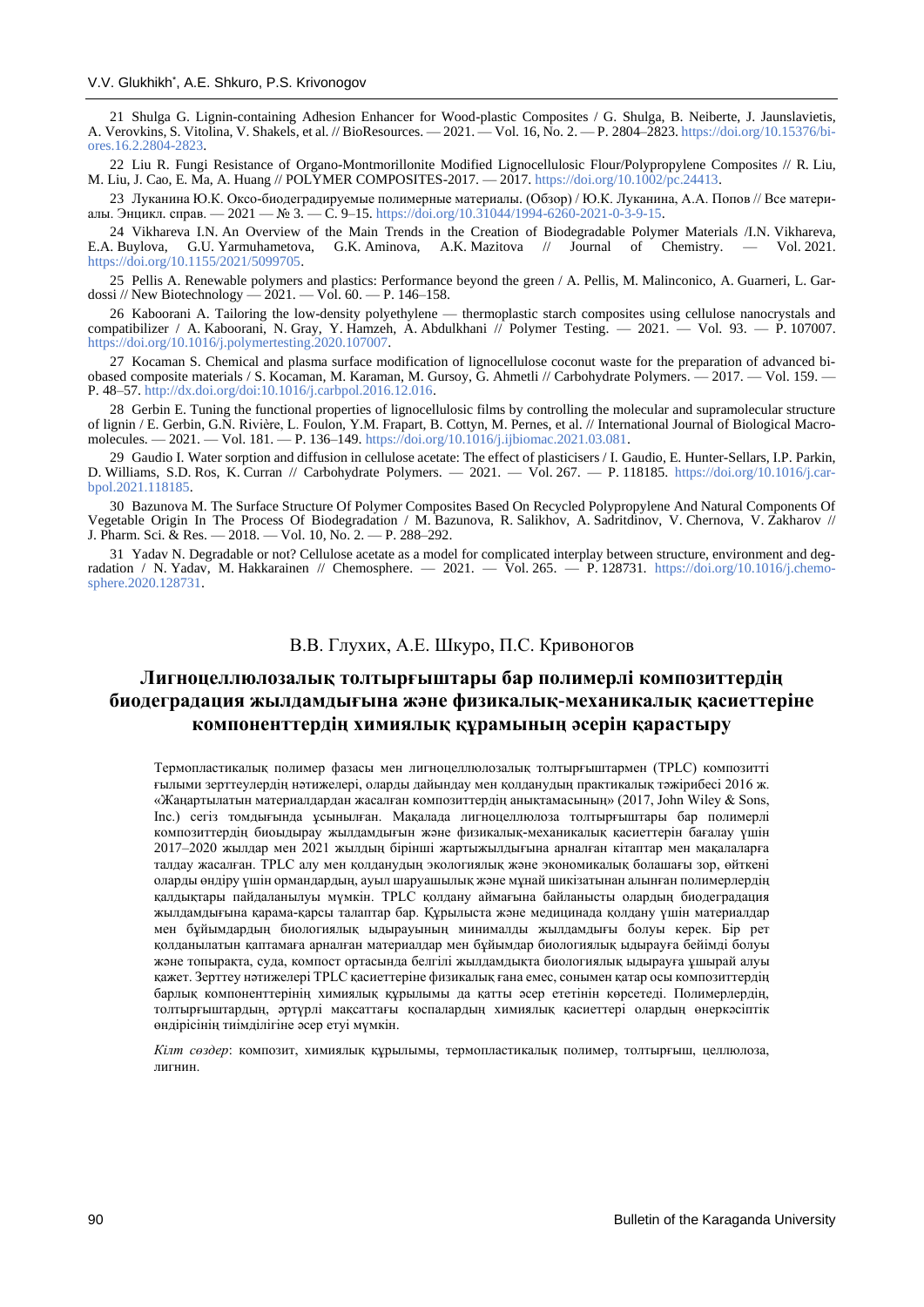21 Shulga G. Lignin-containing Adhesion Enhancer for Wood-plastic Composites / G. Shulga, B. Neiberte, J. Jaunslavietis, A. Verovkins, S. Vitolina, V. Shakels, et al. // BioResources. — 2021. — Vol. 16, No. 2. — P. 2804–2823. https://doi.org/10.15376/biores.16.2.2804-2823.

22 Liu R. Fungi Resistance of Organo-Montmorillonite Modified Lignocellulosic Flour/Polypropylene Composites // R. Liu, M. Liu, J. Cao, E. Ma, A. Huang // POLYMER COMPOSITES-2017. — 2017. https://doi.org/10.1002/pc.24413.

23 Луканина Ю.К. Оксо-биодеградируемые полимерные материалы. (Обзор) / Ю.К. Луканина, А.А. Попов // Все материалы. Энцикл. справ. — 2021 — № 3. — С. 9–15. https://doi.org/10.31044/1994-6260-2021-0-3-9-15.

24 Vikhareva I.N. An Overview of the Main Trends in the Creation of Biodegradable Polymer Materials /I.N. Vikhareva, E.A. Buylova, G.U. Yarmuhametova, G.K. Aminova, A.K. Mazitova // Journal of Chemistry. — Vol. 2021. https://doi.org/10.1155/2021/5099705.

25 Pellis A. Renewable polymers and plastics: Performance beyond the green / A. Pellis, M. Malinconico, A. Guarneri, L. Gardossi // New Biotechnology — 2021. — Vol. 60. — P. 146–158.

26 Kaboorani A. Tailoring the low-density polyethylene — thermoplastic starch composites using cellulose nanocrystals and compatibilizer / A. Kaboorani, N. Gray, Y. Hamzeh, A. Abdulkhani // Polymer Testing. — 2021. — Vol. 93. — P. 107007. https://doi.org/10.1016/j.polymertesting.2020.107007.

27 Kocaman S. Chemical and plasma surface modification of lignocellulose coconut waste for the preparation of advanced biobased composite materials / S. Kocaman, M. Karaman, M. Gursoy, G. Ahmetli // Carbohydrate Polymers. — 2017. — Vol. 159. — P. 48–57. http://dx.doi.org/doi:10.1016/j.carbpol.2016.12.016.

28 Gerbin E. Tuning the functional properties of lignocellulosic films by controlling the molecular and supramolecular structure of lignin / E. Gerbin, G.N. Rivière, L. Foulon, Y.M. Frapart, B. Cottyn, M. Pernes, et al. // International Journal of Biological Macromolecules. — 2021. — Vol. 181. — P. 136–149. https://doi.org/10.1016/j.ijbiomac.2021.03.081.

29 Gaudio I. Water sorption and diffusion in cellulose acetate: The effect of plasticisers / I. Gaudio, E. Hunter-Sellars, I.P. Parkin, D. Williams, S.D. Ros, K. Curran // Carbohydrate Polymers. — 2021. — Vol. 267. — P. 118185. https://doi.org/10.1016/j.carbpol.2021.118185.

30 Bazunova M. The Surface Structure Of Polymer Composites Based On Recycled Polypropylene And Natural Components Of Vegetable Origin In The Process Of Biodegradation / M. Bazunova, R. Salikhov, A. Sadritdinov, V. Chernova, V. Zakharov // J. Pharm. Sci. & Res. — 2018. — Vol. 10, No. 2. — P. 288–292.

31 Yadav N. Degradable or not? Cellulose acetate as a model for complicated interplay between structure, environment and degradation / N. Yadav, M. Hakkarainen // Chemosphere. — 2021. — Vol. 265. — P. 128731. https://doi.org/10.1016/j.chemosphere.2020.128731.

В.В. Глухих, А.Е. Шкуро, П.С. Кривоногов

## Лигноцеллюлозалық толтырғыштары бар полимерлі композиттердің биодеградация жылдамдығына және физикалық-механикалық қасиеттеріне компоненттердің химиялық құрамының әсерін қарастыру

Термопластикалық полимер фазасы мен лигноцеллюлозалық толтырғыштармен (ТРLC) композитті ғылыми зерттеулердің нәтижелері, оларды дайындау мен қолданудың практикалық тәжірибесі 2016 ж. «Жаңартылатын материалдардан жасалған композиттердің анықтамасының» (2017, John Wiley & Sons, Inc.) сегіз томдығында ұсынылған. Мақалада лигноцеллюлоза толтырғыштары бар полимерлі композиттердің биоыдырау жылдамдығын және физикалық-механикалық қасиеттерін бағалау үшін 2017–2020 жылдар мен 2021 жылдың бірінші жартыжылдығына арналған кітаптар мен мақалаларға талдау жасалған. ТРLC алу мен қолданудың экологиялық және экономикалық болашағы зор, өйткені оларды өндіру үшін орман­дардың, ауыл шаруашылық және мұнай шикізатынан алынған полимерлердің қалдықтары пайдаланылуы мүмкін. ТРLC қолдану аймағына байланысты олардың биодеградация жылдамдығына қарама-қарсы талаптар бар. Құрылыста және медицинада қолдану үшін материалдар мен бұйымдардың биологиялық ыдырауының минималды жылдамдығы болуы керек. Бір рет қолданылатын қаптамаға арналған материалдар мен бұйымдар биологиялық ыдырауға бейімді болуы және топырақта, суда, компост ортасында белгілі жылдамдықта биологиялық ыдырауға ұшырай алуы қажет. Зерттеу нәтижелері ТРLC қасиеттеріне физикалық ғана емес, сонымен қатар осы композиттердің барлық компоненттерінің химиялық құрылымы да қатты әсер ететінін көрсетеді. Полимерлердің, толтырғыштардың, әртүрлі мақсаттағы қоспалардың химиялық қасиеттері олардың өнеркәсіптік өндірісінің тиімділігіне әсер етуі мүмкін.

*Кілт сөздер*: композит, химиялық құрылымы, термопластикалық полимер, толтырғыш, целлюлоза, лигнин.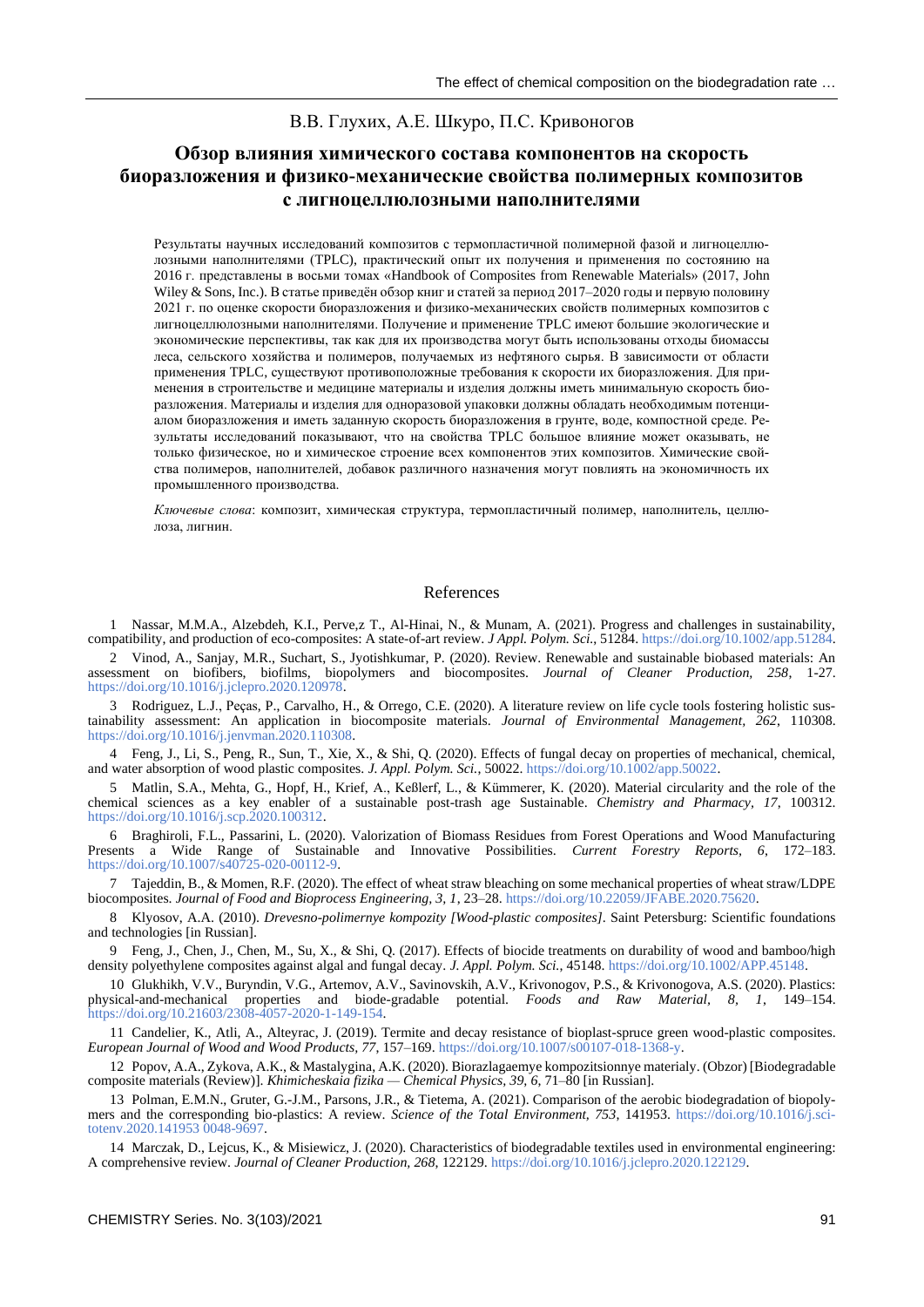В.В. Глухих, А.Е. Шкуро, П.С. Кривоногов

## Обзор влияния химического состава компонентов на скорость биоразложения и физико-механические свойства полимерных композитов с лигноцеллюлозными наполнителями

Результаты научных исследований композитов с термопластичной полимерной фазой и лигноцеллюлозными наполнителями (TPLC), практический опыт их получения и применения по состоянию на 2016 г. представлены в восьми томах «Handbook of Composites from Renewable Materials» (2017, John Wiley & Sons, Inc.). В статье приведён обзор книг и статей за период 2017–2020 годы и первую половину 2021 г. по оценке скорости биоразложения и физико-механических свойств полимерных композитов с лигноцеллюлозными наполнителями. Получение и применение TPLC имеют большие экологические и экономические перспективы, так как для их производства могут быть использованы отходы биомассы леса, сельского хозяйства и полимеров, получаемых из нефтяного сырья. В зависимости от области применения TPLC, существуют противоположные требования к скорости их биоразложения. Для применения в строительстве и медицине материалы и изделия должны иметь минимальную скорость биоразложения. Материалы и изделия для одноразовой упаковки должны обладать необходимым потенциалом биоразложения и иметь заданную скорость биоразложения в грунте, воде, компостной среде. Результаты исследований показывают, что на свойства TPLC большое влияние может оказывать, не только физическое, но и химическое строение всех компонентов этих композитов. Химические свойства полимеров, наполнителей, добавок различного назначения могут повлиять на экономичность их промышленного производства.

*Ключевые слова*: композит, химическая структура, термопластичный полимер, наполнитель, целлюлоза, лигнин.

## References

1 Nassar, M.M.A., Alzebdeh, K.I., Perve,z T., Al-Hinai, N., & Munam, A. (2021). Progress and challenges in sustainability, compatibility, and production of eco-composites: A state-of-art review. *J Appl. Polym. Sci.*, 51284. https://doi.org/10.1002/app.51284.

2 Vinod, A., Sanjay, M.R., Suchart, S., Jyotishkumar, P. (2020). Review. Renewable and sustainable biobased materials: An assessment on biofibers, biofilms, biopolymers and biocomposites. *Journal of Cleaner Production*, *258*, 1-27. https://doi.org/10.1016/j.jclepro.2020.120978.

3 Rodriguez, L.J., Peças, P., Carvalho, H., & Orrego, C.E. (2020). A literature review on life cycle tools fostering holistic sustainability assessment: An application in biocomposite materials. *Journal of Environmental Management*, *262*, 110308. https://doi.org/10.1016/j.jenvman.2020.110308.

4 Feng, J., Li, S., Peng, R., Sun, T., Xie, X., & Shi, Q. (2020). Effects of fungal decay on properties of mechanical, chemical, and water absorption of wood plastic composites. *J. Appl. Polym. Sci.*, 50022. https://doi.org/10.1002/app.50022.

5 Matlin, S.A., Mehta, G., Hopf, H., Krief, A., Keßlerf, L., & Kümmerer, K. (2020). Material circularity and the role of the chemical sciences as a key enabler of a sustainable post-trash age Sustainable. *Chemistry and Pharmacy*, *17*, 100312. https://doi.org/10.1016/j.scp.2020.100312.

6 Braghiroli, F.L., Passarini, L. (2020). Valorization of Biomass Residues from Forest Operations and Wood Manufacturing Presents a Wide Range of Sustainable and Innovative Possibilities. *Current Forestry Reports*, *6*, 172–183. https://doi.org/10.1007/s40725-020-00112-9.

7 Tajeddin, B., & Momen, R.F. (2020). The effect of wheat straw bleaching on some mechanical properties of wheat straw/LDPE biocomposites. *Journal of Food and Bioprocess Engineering, 3, 1*, 23–28. https://doi.org/10.22059/JFABE.2020.75620.

8 Klyosov, A.A. (2010). *Drevesno-polimernye kompozity [Wood-plastic composites]*. Saint Petersburg: Scientific foundations and technologies [in Russian].

9 Feng, J., Chen, J., Chen, M., Su, X., & Shi, Q. (2017). Effects of biocide treatments on durability of wood and bamboo/high density polyethylene composites against algal and fungal decay. *J. Appl. Polym. Sci.*, 45148. https://doi.org/10.1002/APP.45148.

10 Glukhikh, V.V., Buryndin, V.G., Artemov, A.V., Savinovskih, A.V., Krivonogov, P.S., & Krivonogova, A.S. (2020). Plastics: physical-and-mechanical properties and biode-gradable potential. *Foods and Raw Material, 8, 1*, 149–154. https://doi.org/10.21603/2308-4057-2020-1-149-154.

11 Candelier, K., Atli, A., Alteyrac, J. (2019). Termite and decay resistance of bioplast-spruce green wood-plastic composites. *European Journal of Wood and Wood Products, 77*, 157–169. https://doi.org/10.1007/s00107-018-1368-y.

12 Popov, A.A., Zykova, A.K., & Mastalygina, A.K. (2020). Biorazlagaemye kompozitsionnye materialy. (Obzor) [Biodegradable composite materials (Review)]. *Khimicheskaia fizika — Chemical Physics, 39, 6*, 71–80 [in Russian].

13 Polman, E.M.N., Gruter, G.-J.M., Parsons, J.R., & Tietema, A. (2021). Comparison of the aerobic biodegradation of biopolymers and the corresponding bio-plastics: A review. *Science of the Total Environment, 753*, 141953. https://doi.org/10.1016/j.scitotenv.2020.141953 0048-9697.

14 Marczak, D., Lejcus, K., & Misiewicz, J. (2020). Characteristics of biodegradable textiles used in environmental engineering: A comprehensive review. *Journal of Cleaner Production, 268*, 122129. https://doi.org/10.1016/j.jclepro.2020.122129.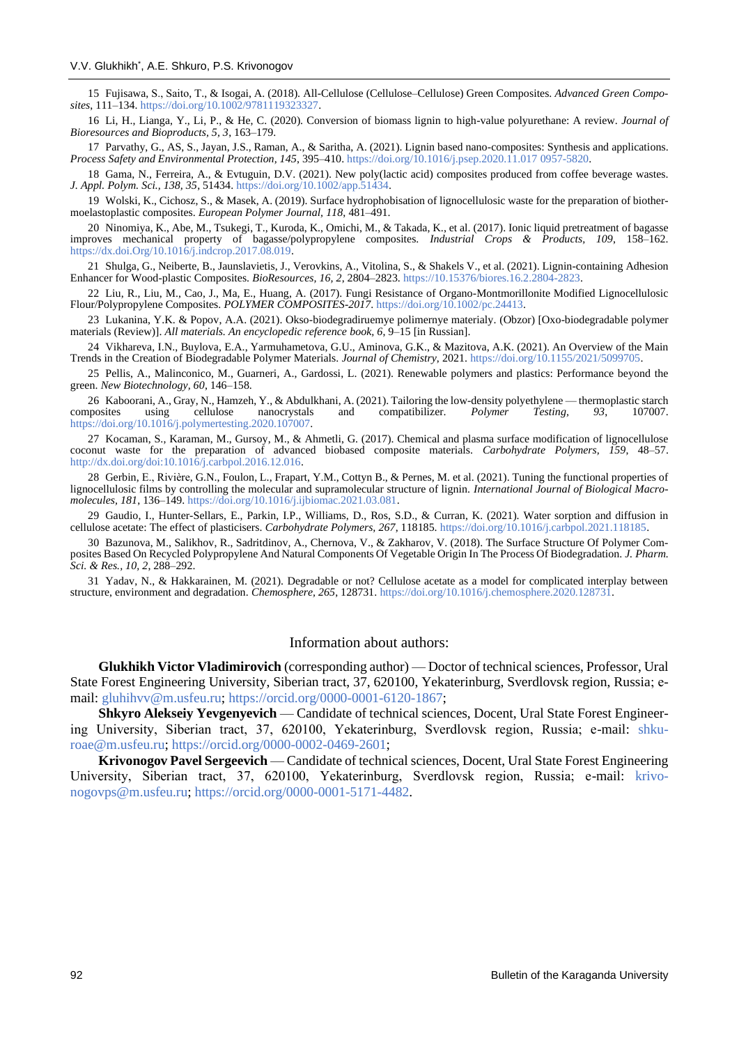15 Fujisawa, S., Saito, T., & Isogai, A. (2018). All-Cellulose (Cellulose–Cellulose) Green Composites. *Advanced Green Composites*, 111–134. https://doi.org/10.1002/9781119323327.

16 Li, H., Lianga, Y., Li, P., & He, C. (2020). Conversion of biomass lignin to high-value polyurethane: A review. *Journal of Bioresources and Bioproducts, 5, 3*, 163–179.

17 Parvathy, G., AS, S., Jayan, J.S., Raman, A., & Saritha, A. (2021). Lignin based nano-composites: Synthesis and applications. *Process Safety and Environmental Protection, 145*, 395–410. https://doi.org/10.1016/j.psep.2020.11.017 0957-5820.

18 Gama, N., Ferreira, A., & Evtuguin, D.V. (2021). New poly(lactic acid) composites produced from coffee beverage wastes. *J. Appl. Polym. Sci., 138, 35*, 51434. https://doi.org/10.1002/app.51434.

19 Wolski, K., Cichosz, S., & Masek, A. (2019). Surface hydrophobisation of lignocellulosic waste for the preparation of biothermoelastoplastic composites. *European Polymer Journal, 118*, 481–491.

20 Ninomiya, K., Abe, M., Tsukegi, T., Kuroda, K., Omichi, M., & Takada, K., et al. (2017). Ionic liquid pretreatment of bagasse improves mechanical property of bagasse/polypropylene composites. *Industrial Crops & Products, 109*, 158–162. https://dx.doi.Org/10.1016/j.indcrop.2017.08.019.

21 Shulga, G., Neiberte, B., Jaunslavietis, J., Verovkins, A., Vitolina, S., & Shakels V., et al. (2021). Lignin-containing Adhesion Enhancer for Wood-plastic Composites. *BioResources, 16, 2*, 2804–2823. https://10.15376/biores.16.2.2804-2823.

22 Liu, R., Liu, M., Cao, J., Ma, E., Huang, A. (2017). Fungi Resistance of Organo-Montmorillonite Modified Lignocellulosic Flour/Polypropylene Composites. *POLYMER COMPOSITES-2017*. https://doi.org/10.1002/pc.24413.

23 Lukanina, Y.K. & Popov, A.A. (2021). Okso-biodegradiruemye polimernye materialy. (Obzor) [Oxo-biodegradable polymer materials (Review)]. *All materials. An encyclopedic reference book, 6*, 9–15 [in Russian].

24 Vikhareva, I.N., Buylova, E.A., Yarmuhametova, G.U., Aminova, G.K., & Mazitova, A.K. (2021). An Overview of the Main Trends in the Creation of Biodegradable Polymer Materials. *Journal of Chemistry*, 2021. https://doi.org/10.1155/2021/5099705.

25 Pellis, A., Malinconico, M., Guarneri, A., Gardossi, L. (2021). Renewable polymers and plastics: Performance beyond the green. *New Biotechnology, 60*, 146–158.

26 Kaboorani, A., Gray, N., Hamzeh, Y., & Abdulkhani, A. (2021). Tailoring the low-density polyethylene — thermoplastic starch composites using cellulose nanocrystals and compatibilizer. *Polymer Testing, 93*, 107007. https://doi.org/10.1016/j.polymertesting.2020.107007.

27 Kocaman, S., Karaman, M., Gursoy, M., & Ahmetli, G. (2017). Chemical and plasma surface modification of lignocellulose coconut waste for the preparation of advanced biobased composite materials. *Carbohydrate Polymers, 159*, 48–57. http://dx.doi.org/doi:10.1016/j.carbpol.2016.12.016.

28 Gerbin, E., Rivière, G.N., Foulon, L., Frapart, Y.M., Cottyn B., & Pernes, M. et al. (2021). Tuning the functional properties of lignocellulosic films by controlling the molecular and supramolecular structure of lignin. *International Journal of Biological Macromolecules, 181*, 136–149. https://doi.org/10.1016/j.ijbiomac.2021.03.081.

29 Gaudio, I., Hunter-Sellars, E., Parkin, I.P., Williams, D., Ros, S.D., & Curran, K. (2021). Water sorption and diffusion in cellulose acetate: The effect of plasticisers. *Carbohydrate Polymers, 267*, 118185. https://doi.org/10.1016/j.carbpol.2021.118185.

30 Bazunova, M., Salikhov, R., Sadritdinov, A., Chernova, V., & Zakharov, V. (2018). The Surface Structure Of Polymer Composites Based On Recycled Polypropylene And Natural Components Of Vegetable Origin In The Process Of Biodegradation. *J. Pharm. Sci. & Res., 10, 2*, 288–292.

31 Yadav, N., & Hakkarainen, M. (2021). Degradable or not? Cellulose acetate as a model for complicated interplay between structure, environment and degradation. *Chemosphere, 265*, 128731. https://doi.org/10.1016/j.chemosphere.2020.128731.

## Information about authors:

**Glukhikh Victor Vladimirovich** (corresponding author) — Doctor of technical sciences, Professor, Ural State Forest Engineering University, Siberian tract, 37, 620100, Yekaterinburg, Sverdlovsk region, Russia; e-mail: gluhihvv@m.usfeu.ru; https://orcid.org/0000-0001-6120-1867;

**Shkyro Alekseiy Yevgenyevich** — Candidate of technical sciences, Docent, Ural State Forest Engineering University, Siberian tract, 37, 620100, Yekaterinburg, Sverdlovsk region, Russia; e-mail: shkuroae@m.usfeu.ru; https://orcid.org/0000-0002-0469-2601;

**Krivonogov Pavel Sergeevich** — Candidate of technical sciences, Docent, Ural State Forest Engineering University, Siberian tract, 37, 620100, Yekaterinburg, Sverdlovsk region, Russia; e-mail: krivonogovps@m.usfeu.ru; https://orcid.org/0000-0001-5171-4482.